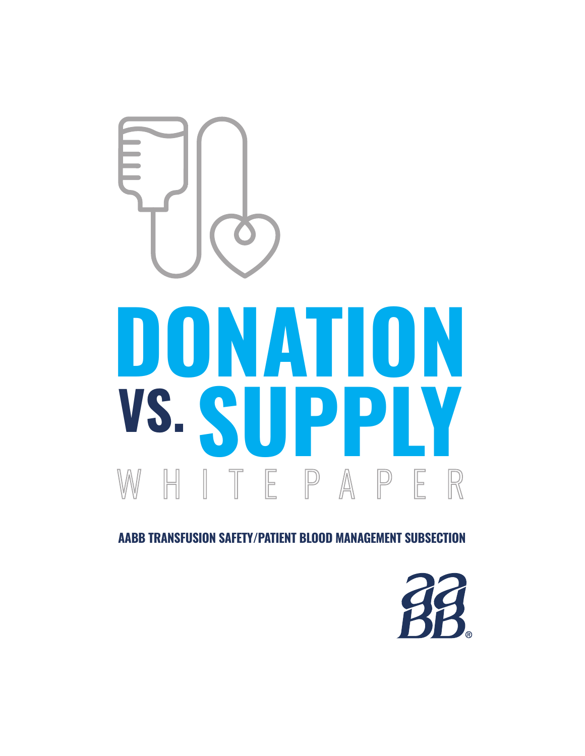# DONATION VS. SUPPLY

WHITEPAPER

**AABB TRANSFUSION SAFETY/PATIENT BLOOD MANAGEMENT SUBSECTION**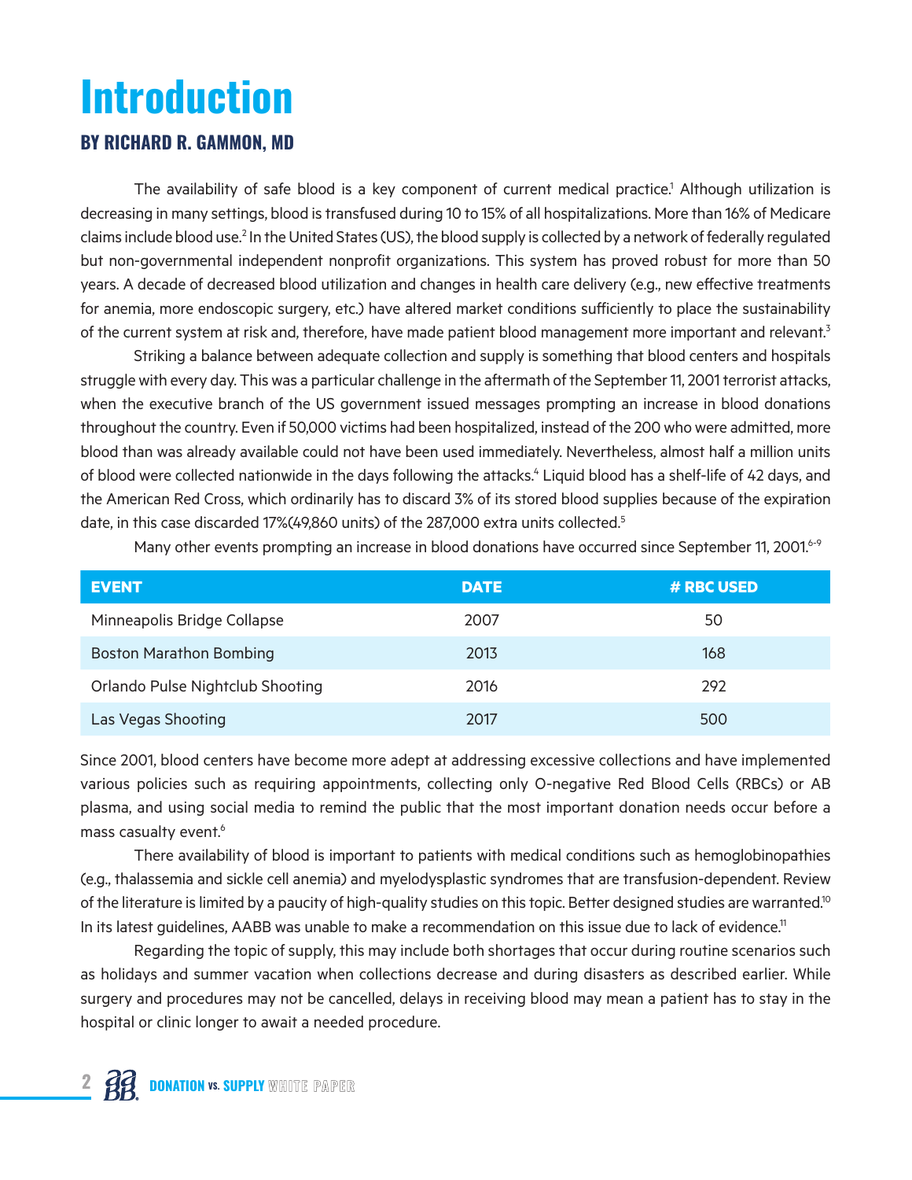# Introduction

## BY RICHARD R. GAMMON, MD

The availability of safe blood is a key component of current medical practice.[1] Although utilization is decreasing in many settings, blood is transfused during 10 to 15% of all hospitalizations. More than 16% of Medicare claims include blood use.[2] In the United States (US), the blood supply is collected by a network of federally regulated but non-governmental independent nonprofit organizations. This system has proved robust for more than 50 years. A decade of decreased blood utilization and changes in health care delivery (e.g., new effective treatments for anemia, more endoscopic surgery, etc.) have altered market conditions sufficiently to place the sustainability of the current system at risk and, therefore, have made patient blood management more important and relevant.[3]

Striking a balance between adequate collection and supply is something that blood centers and hospitals struggle with every day. This was a particular challenge in the aftermath of the September 11, 2001 terrorist attacks, when the executive branch of the US government issued messages prompting an increase in blood donations throughout the country. Even if 50,000 victims had been hospitalized, instead of the 200 who were admitted, more blood than was already available could not have been used immediately. Nevertheless, almost half a million units of blood were collected nationwide in the days following the attacks.[4] Liquid blood has a shelf-life of 42 days, and the American Red Cross, which ordinarily has to discard 3% of its stored blood supplies because of the expiration date, in this case discarded 17%(49,860 units) of the 287,000 extra units collected.[5]

Many other events prompting an increase in blood donations have occurred since September 11, 2001.[6-9]

| EVENT | DATE | # RBC USED |
|---|---|---|
| Minneapolis Bridge Collapse | 2007 | 50 |
| Boston Marathon Bombing | 2013 | 168 |
| Orlando Pulse Nightclub Shooting | 2016 | 292 |
| Las Vegas Shooting | 2017 | 500 |

Since 2001, blood centers have become more adept at addressing excessive collections and have implemented various policies such as requiring appointments, collecting only O-negative Red Blood Cells (RBCs) or AB plasma, and using social media to remind the public that the most important donation needs occur before a mass casualty event.[6]

There availability of blood is important to patients with medical conditions such as hemoglobinopathies (e.g., thalassemia and sickle cell anemia) and myelodysplastic syndromes that are transfusion-dependent. Review of the literature is limited by a paucity of high-quality studies on this topic. Better designed studies are warranted.[10] In its latest guidelines, AABB was unable to make a recommendation on this issue due to lack of evidence.[11]

Regarding the topic of supply, this may include both shortages that occur during routine scenarios such as holidays and summer vacation when collections decrease and during disasters as described earlier. While surgery and procedures may not be cancelled, delays in receiving blood may mean a patient has to stay in the hospital or clinic longer to await a needed procedure.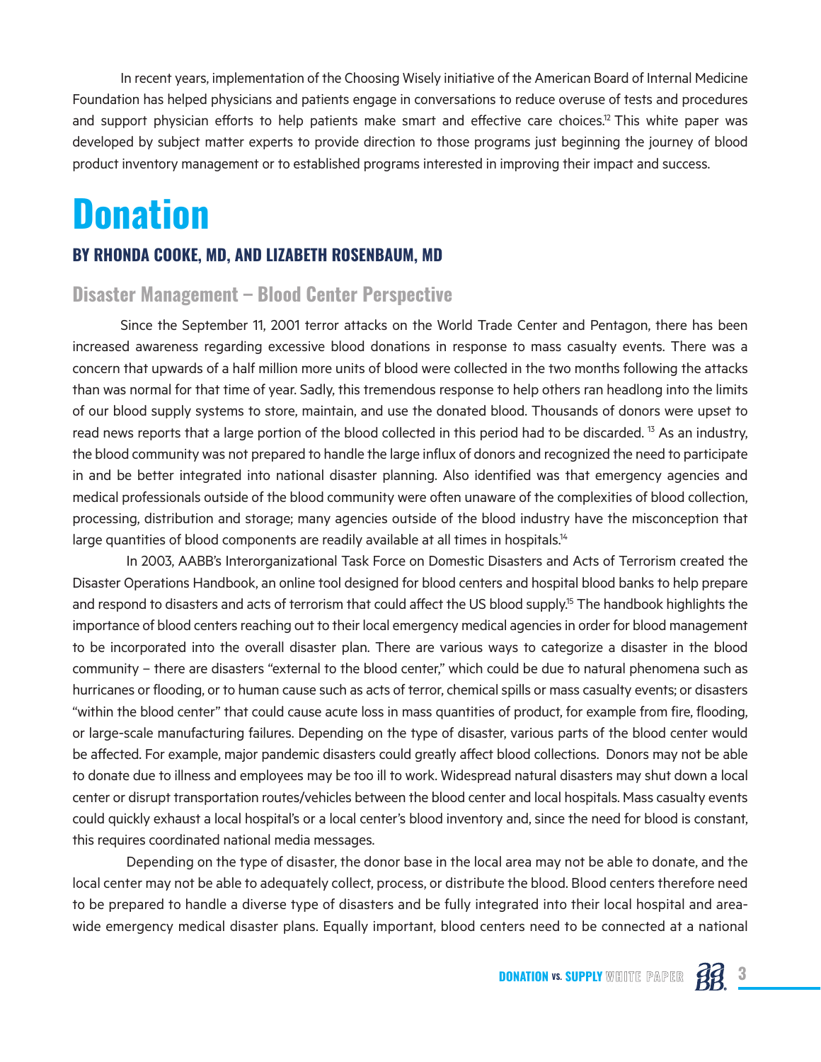In recent years, implementation of the Choosing Wisely initiative of the American Board of Internal Medicine Foundation has helped physicians and patients engage in conversations to reduce overuse of tests and procedures and support physician efforts to help patients make smart and effective care choices.[12] This white paper was developed by subject matter experts to provide direction to those programs just beginning the journey of blood product inventory management or to established programs interested in improving their impact and success.

# Donation

### BY RHONDA COOKE, MD, AND LIZABETH ROSENBAUM, MD

## Disaster Management – Blood Center Perspective

Since the September 11, 2001 terror attacks on the World Trade Center and Pentagon, there has been increased awareness regarding excessive blood donations in response to mass casualty events. There was a concern that upwards of a half million more units of blood were collected in the two months following the attacks than was normal for that time of year. Sadly, this tremendous response to help others ran headlong into the limits of our blood supply systems to store, maintain, and use the donated blood. Thousands of donors were upset to read news reports that a large portion of the blood collected in this period had to be discarded.[13] As an industry, the blood community was not prepared to handle the large influx of donors and recognized the need to participate in and be better integrated into national disaster planning. Also identified was that emergency agencies and medical professionals outside of the blood community were often unaware of the complexities of blood collection, processing, distribution and storage; many agencies outside of the blood industry have the misconception that large quantities of blood components are readily available at all times in hospitals.[14]

In 2003, AABB's Interorganizational Task Force on Domestic Disasters and Acts of Terrorism created the Disaster Operations Handbook, an online tool designed for blood centers and hospital blood banks to help prepare and respond to disasters and acts of terrorism that could affect the US blood supply.[15] The handbook highlights the importance of blood centers reaching out to their local emergency medical agencies in order for blood management to be incorporated into the overall disaster plan. There are various ways to categorize a disaster in the blood community – there are disasters "external to the blood center," which could be due to natural phenomena such as hurricanes or flooding, or to human cause such as acts of terror, chemical spills or mass casualty events; or disasters "within the blood center" that could cause acute loss in mass quantities of product, for example from fire, flooding, or large-scale manufacturing failures. Depending on the type of disaster, various parts of the blood center would be affected. For example, major pandemic disasters could greatly affect blood collections. Donors may not be able to donate due to illness and employees may be too ill to work. Widespread natural disasters may shut down a local center or disrupt transportation routes/vehicles between the blood center and local hospitals. Mass casualty events could quickly exhaust a local hospital's or a local center's blood inventory and, since the need for blood is constant, this requires coordinated national media messages.

Depending on the type of disaster, the donor base in the local area may not be able to donate, and the local center may not be able to adequately collect, process, or distribute the blood. Blood centers therefore need to be prepared to handle a diverse type of disasters and be fully integrated into their local hospital and area-wide emergency medical disaster plans. Equally important, blood centers need to be connected at a national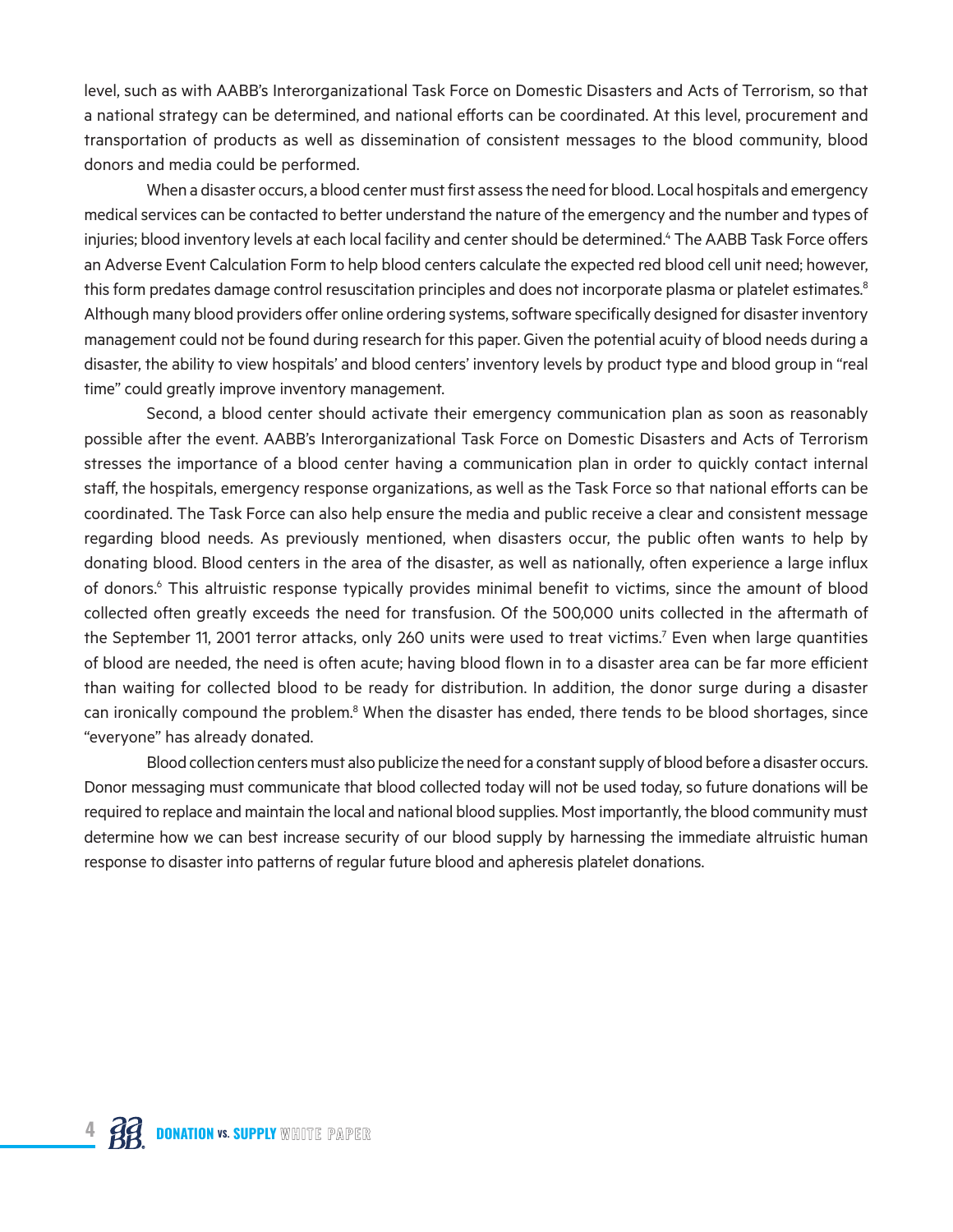level, such as with AABB's Interorganizational Task Force on Domestic Disasters and Acts of Terrorism, so that a national strategy can be determined, and national efforts can be coordinated. At this level, procurement and transportation of products as well as dissemination of consistent messages to the blood community, blood donors and media could be performed.

When a disaster occurs, a blood center must first assess the need for blood. Local hospitals and emergency medical services can be contacted to better understand the nature of the emergency and the number and types of injuries; blood inventory levels at each local facility and center should be determined.[4] The AABB Task Force offers an Adverse Event Calculation Form to help blood centers calculate the expected red blood cell unit need; however, this form predates damage control resuscitation principles and does not incorporate plasma or platelet estimates.[8] Although many blood providers offer online ordering systems, software specifically designed for disaster inventory management could not be found during research for this paper. Given the potential acuity of blood needs during a disaster, the ability to view hospitals' and blood centers' inventory levels by product type and blood group in "real time" could greatly improve inventory management.

Second, a blood center should activate their emergency communication plan as soon as reasonably possible after the event. AABB's Interorganizational Task Force on Domestic Disasters and Acts of Terrorism stresses the importance of a blood center having a communication plan in order to quickly contact internal staff, the hospitals, emergency response organizations, as well as the Task Force so that national efforts can be coordinated. The Task Force can also help ensure the media and public receive a clear and consistent message regarding blood needs. As previously mentioned, when disasters occur, the public often wants to help by donating blood. Blood centers in the area of the disaster, as well as nationally, often experience a large influx of donors.[6] This altruistic response typically provides minimal benefit to victims, since the amount of blood collected often greatly exceeds the need for transfusion. Of the 500,000 units collected in the aftermath of the September 11, 2001 terror attacks, only 260 units were used to treat victims.[7] Even when large quantities of blood are needed, the need is often acute; having blood flown in to a disaster area can be far more efficient than waiting for collected blood to be ready for distribution. In addition, the donor surge during a disaster can ironically compound the problem.[8] When the disaster has ended, there tends to be blood shortages, since "everyone" has already donated.

Blood collection centers must also publicize the need for a constant supply of blood before a disaster occurs. Donor messaging must communicate that blood collected today will not be used today, so future donations will be required to replace and maintain the local and national blood supplies. Most importantly, the blood community must determine how we can best increase security of our blood supply by harnessing the immediate altruistic human response to disaster into patterns of regular future blood and apheresis platelet donations.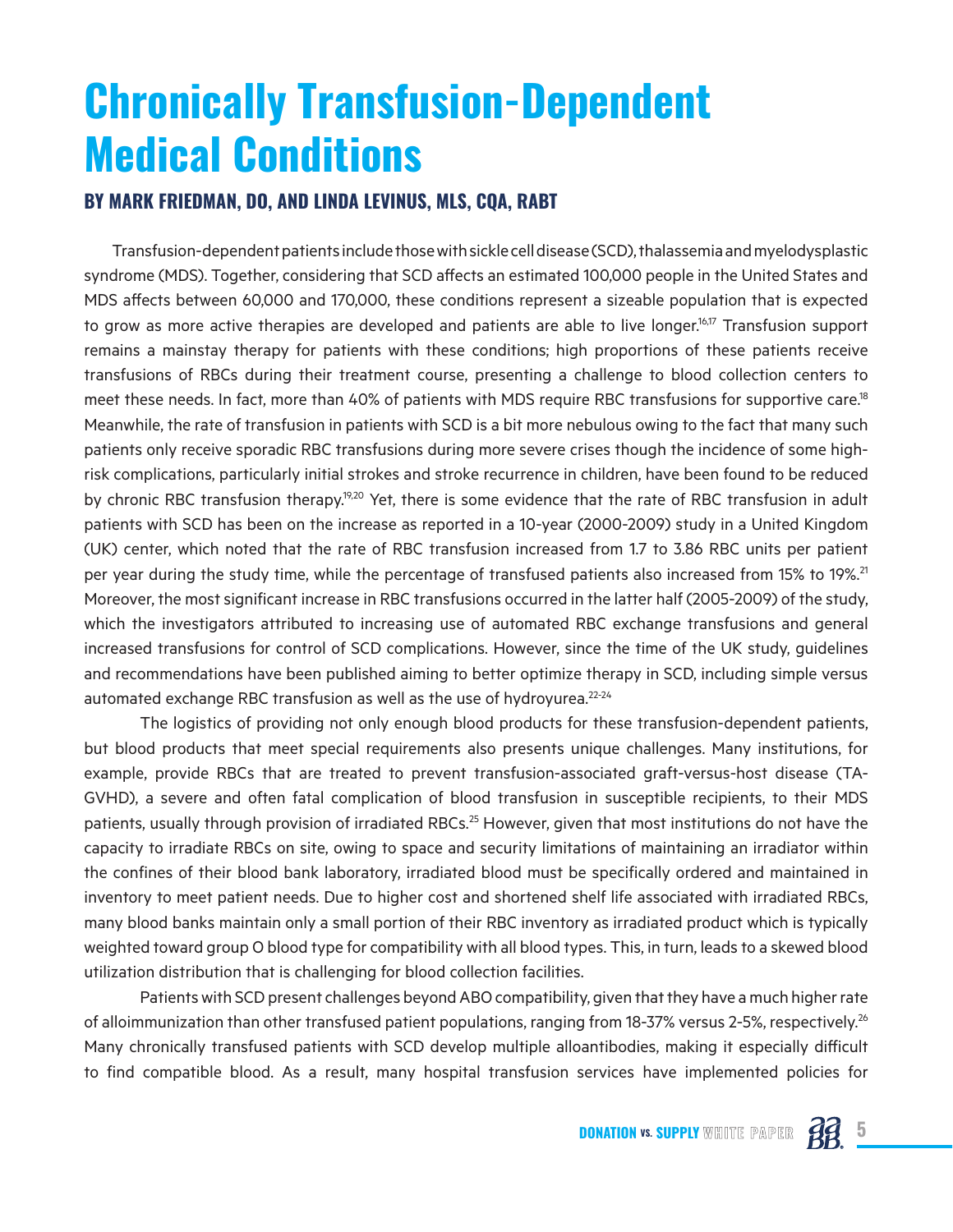# Chronically Transfusion-Dependent Medical Conditions

## BY MARK FRIEDMAN, DO, AND LINDA LEVINUS, MLS, CQA, RABT

Transfusion-dependent patients include those with sickle cell disease (SCD), thalassemia and myelodysplastic syndrome (MDS). Together, considering that SCD affects an estimated 100,000 people in the United States and MDS affects between 60,000 and 170,000, these conditions represent a sizeable population that is expected to grow as more active therapies are developed and patients are able to live longer.[16,17] Transfusion support remains a mainstay therapy for patients with these conditions; high proportions of these patients receive transfusions of RBCs during their treatment course, presenting a challenge to blood collection centers to meet these needs. In fact, more than 40% of patients with MDS require RBC transfusions for supportive care.[18] Meanwhile, the rate of transfusion in patients with SCD is a bit more nebulous owing to the fact that many such patients only receive sporadic RBC transfusions during more severe crises though the incidence of some high-risk complications, particularly initial strokes and stroke recurrence in children, have been found to be reduced by chronic RBC transfusion therapy.[19,20] Yet, there is some evidence that the rate of RBC transfusion in adult patients with SCD has been on the increase as reported in a 10-year (2000-2009) study in a United Kingdom (UK) center, which noted that the rate of RBC transfusion increased from 1.7 to 3.86 RBC units per patient per year during the study time, while the percentage of transfused patients also increased from 15% to 19%.[21] Moreover, the most significant increase in RBC transfusions occurred in the latter half (2005-2009) of the study, which the investigators attributed to increasing use of automated RBC exchange transfusions and general increased transfusions for control of SCD complications. However, since the time of the UK study, guidelines and recommendations have been published aiming to better optimize therapy in SCD, including simple versus automated exchange RBC transfusion as well as the use of hydroyurea.[22-24]

The logistics of providing not only enough blood products for these transfusion-dependent patients, but blood products that meet special requirements also presents unique challenges. Many institutions, for example, provide RBCs that are treated to prevent transfusion-associated graft-versus-host disease (TA-GVHD), a severe and often fatal complication of blood transfusion in susceptible recipients, to their MDS patients, usually through provision of irradiated RBCs.[25] However, given that most institutions do not have the capacity to irradiate RBCs on site, owing to space and security limitations of maintaining an irradiator within the confines of their blood bank laboratory, irradiated blood must be specifically ordered and maintained in inventory to meet patient needs. Due to higher cost and shortened shelf life associated with irradiated RBCs, many blood banks maintain only a small portion of their RBC inventory as irradiated product which is typically weighted toward group O blood type for compatibility with all blood types. This, in turn, leads to a skewed blood utilization distribution that is challenging for blood collection facilities.

Patients with SCD present challenges beyond ABO compatibility, given that they have a much higher rate of alloimmunization than other transfused patient populations, ranging from 18-37% versus 2-5%, respectively.[26] Many chronically transfused patients with SCD develop multiple alloantibodies, making it especially difficult to find compatible blood. As a result, many hospital transfusion services have implemented policies for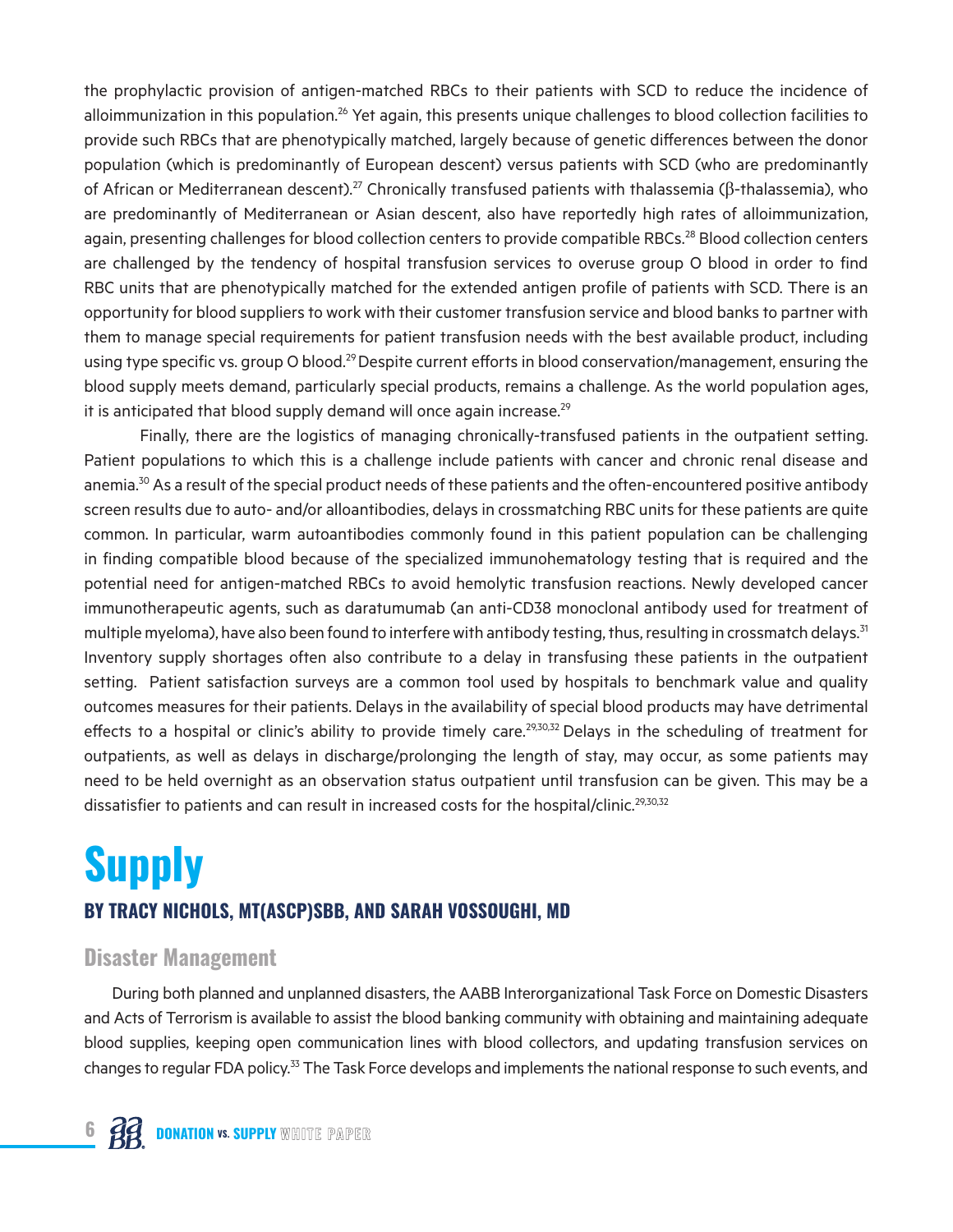the prophylactic provision of antigen-matched RBCs to their patients with SCD to reduce the incidence of alloimmunization in this population.[26] Yet again, this presents unique challenges to blood collection facilities to provide such RBCs that are phenotypically matched, largely because of genetic differences between the donor population (which is predominantly of European descent) versus patients with SCD (who are predominantly of African or Mediterranean descent).[27] Chronically transfused patients with thalassemia (β-thalassemia), who are predominantly of Mediterranean or Asian descent, also have reportedly high rates of alloimmunization, again, presenting challenges for blood collection centers to provide compatible RBCs.[28] Blood collection centers are challenged by the tendency of hospital transfusion services to overuse group O blood in order to find RBC units that are phenotypically matched for the extended antigen profile of patients with SCD. There is an opportunity for blood suppliers to work with their customer transfusion service and blood banks to partner with them to manage special requirements for patient transfusion needs with the best available product, including using type specific vs. group O blood.[29] Despite current efforts in blood conservation/management, ensuring the blood supply meets demand, particularly special products, remains a challenge. As the world population ages, it is anticipated that blood supply demand will once again increase.[29]

Finally, there are the logistics of managing chronically-transfused patients in the outpatient setting. Patient populations to which this is a challenge include patients with cancer and chronic renal disease and anemia.[30] As a result of the special product needs of these patients and the often-encountered positive antibody screen results due to auto- and/or alloantibodies, delays in crossmatching RBC units for these patients are quite common. In particular, warm autoantibodies commonly found in this patient population can be challenging in finding compatible blood because of the specialized immunohematology testing that is required and the potential need for antigen-matched RBCs to avoid hemolytic transfusion reactions. Newly developed cancer immunotherapeutic agents, such as daratumumab (an anti-CD38 monoclonal antibody used for treatment of multiple myeloma), have also been found to interfere with antibody testing, thus, resulting in crossmatch delays.[31] Inventory supply shortages often also contribute to a delay in transfusing these patients in the outpatient setting. Patient satisfaction surveys are a common tool used by hospitals to benchmark value and quality outcomes measures for their patients. Delays in the availability of special blood products may have detrimental effects to a hospital or clinic's ability to provide timely care.[29,30,32] Delays in the scheduling of treatment for outpatients, as well as delays in discharge/prolonging the length of stay, may occur, as some patients may need to be held overnight as an observation status outpatient until transfusion can be given. This may be a dissatisfier to patients and can result in increased costs for the hospital/clinic.[29,30,32]

# Supply

**BY TRACY NICHOLS, MT(ASCP)SBB, AND SARAH VOSSOUGHI, MD**

## Disaster Management

During both planned and unplanned disasters, the AABB Interorganizational Task Force on Domestic Disasters and Acts of Terrorism is available to assist the blood banking community with obtaining and maintaining adequate blood supplies, keeping open communication lines with blood collectors, and updating transfusion services on changes to regular FDA policy.[33] The Task Force develops and implements the national response to such events, and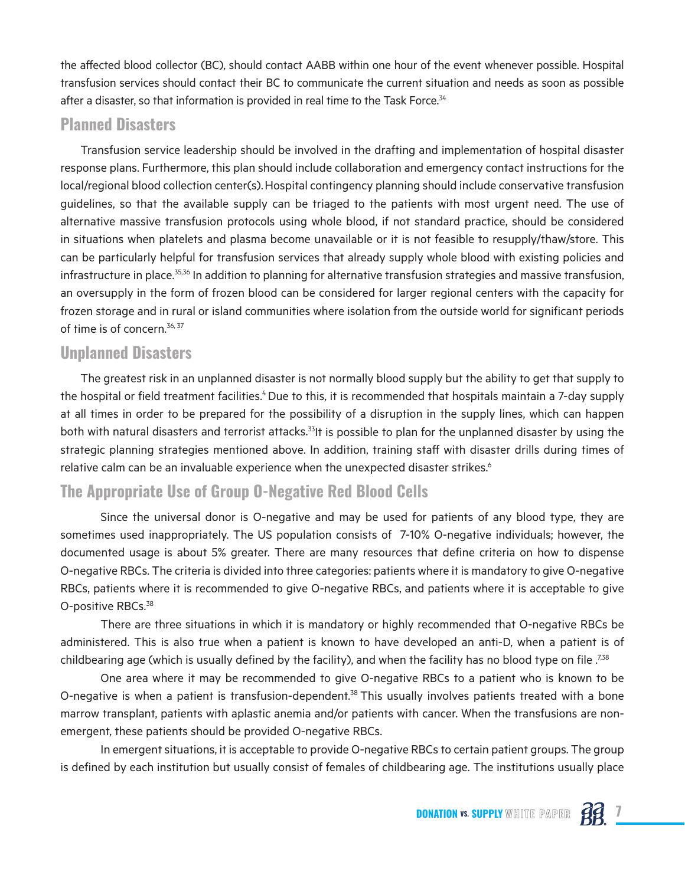the affected blood collector (BC), should contact AABB within one hour of the event whenever possible. Hospital transfusion services should contact their BC to communicate the current situation and needs as soon as possible after a disaster, so that information is provided in real time to the Task Force.[34]

## Planned Disasters

Transfusion service leadership should be involved in the drafting and implementation of hospital disaster response plans. Furthermore, this plan should include collaboration and emergency contact instructions for the local/regional blood collection center(s). Hospital contingency planning should include conservative transfusion guidelines, so that the available supply can be triaged to the patients with most urgent need. The use of alternative massive transfusion protocols using whole blood, if not standard practice, should be considered in situations when platelets and plasma become unavailable or it is not feasible to resupply/thaw/store. This can be particularly helpful for transfusion services that already supply whole blood with existing policies and infrastructure in place.[35,36] In addition to planning for alternative transfusion strategies and massive transfusion, an oversupply in the form of frozen blood can be considered for larger regional centers with the capacity for frozen storage and in rural or island communities where isolation from the outside world for significant periods of time is of concern.[36, 37]

## Unplanned Disasters

The greatest risk in an unplanned disaster is not normally blood supply but the ability to get that supply to the hospital or field treatment facilities.[4] Due to this, it is recommended that hospitals maintain a 7-day supply at all times in order to be prepared for the possibility of a disruption in the supply lines, which can happen both with natural disasters and terrorist attacks.[33] It is possible to plan for the unplanned disaster by using the strategic planning strategies mentioned above. In addition, training staff with disaster drills during times of relative calm can be an invaluable experience when the unexpected disaster strikes.[6]

## The Appropriate Use of Group O-Negative Red Blood Cells

Since the universal donor is O-negative and may be used for patients of any blood type, they are sometimes used inappropriately. The US population consists of 7-10% O-negative individuals; however, the documented usage is about 5% greater. There are many resources that define criteria on how to dispense O-negative RBCs. The criteria is divided into three categories: patients where it is mandatory to give O-negative RBCs, patients where it is recommended to give O-negative RBCs, and patients where it is acceptable to give O-positive RBCs.[38]

There are three situations in which it is mandatory or highly recommended that O-negative RBCs be administered. This is also true when a patient is known to have developed an anti-D, when a patient is of childbearing age (which is usually defined by the facility), and when the facility has no blood type on file .[7,38]

One area where it may be recommended to give O-negative RBCs to a patient who is known to be O-negative is when a patient is transfusion-dependent.[38] This usually involves patients treated with a bone marrow transplant, patients with aplastic anemia and/or patients with cancer. When the transfusions are non-emergent, these patients should be provided O-negative RBCs.

In emergent situations, it is acceptable to provide O-negative RBCs to certain patient groups. The group is defined by each institution but usually consist of females of childbearing age. The institutions usually place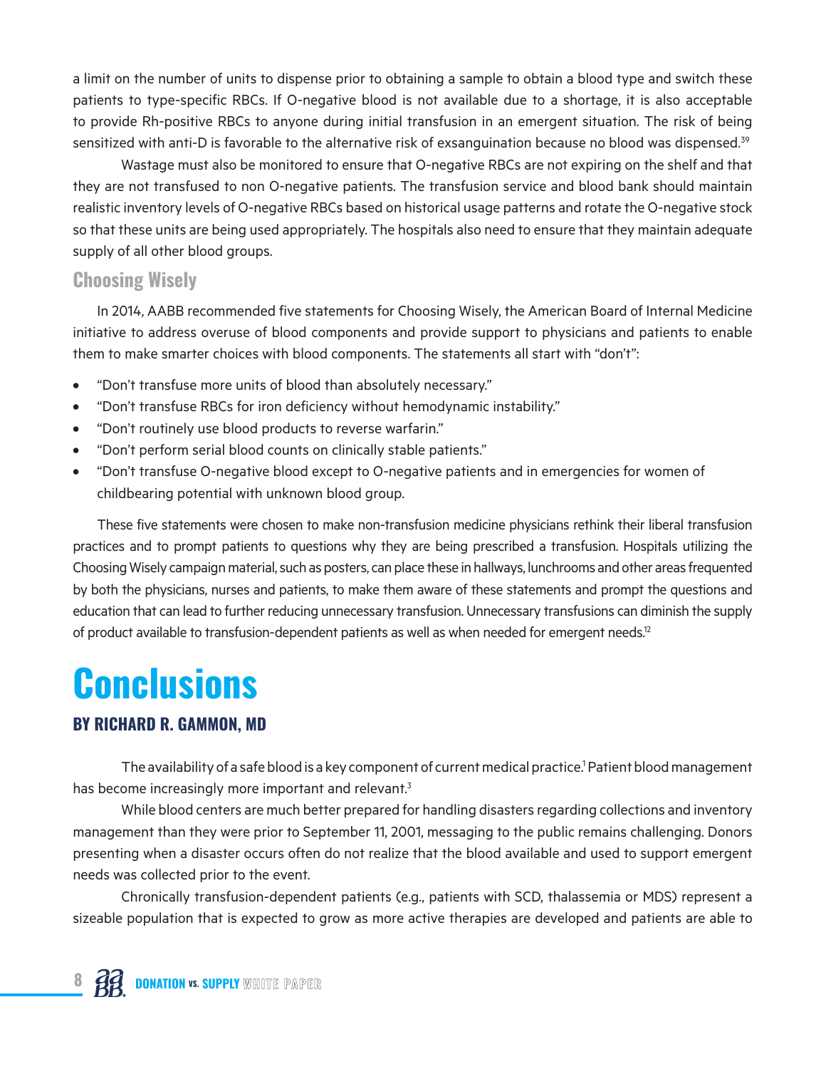a limit on the number of units to dispense prior to obtaining a sample to obtain a blood type and switch these patients to type-specific RBCs. If O-negative blood is not available due to a shortage, it is also acceptable to provide Rh-positive RBCs to anyone during initial transfusion in an emergent situation. The risk of being sensitized with anti-D is favorable to the alternative risk of exsanguination because no blood was dispensed.[39]

Wastage must also be monitored to ensure that O-negative RBCs are not expiring on the shelf and that they are not transfused to non O-negative patients. The transfusion service and blood bank should maintain realistic inventory levels of O-negative RBCs based on historical usage patterns and rotate the O-negative stock so that these units are being used appropriately. The hospitals also need to ensure that they maintain adequate supply of all other blood groups.

### Choosing Wisely

In 2014, AABB recommended five statements for Choosing Wisely, the American Board of Internal Medicine initiative to address overuse of blood components and provide support to physicians and patients to enable them to make smarter choices with blood components. The statements all start with "don't":

- "Don't transfuse more units of blood than absolutely necessary."
- "Don't transfuse RBCs for iron deficiency without hemodynamic instability."
- "Don't routinely use blood products to reverse warfarin."
- "Don't perform serial blood counts on clinically stable patients."
- "Don't transfuse O-negative blood except to O-negative patients and in emergencies for women of childbearing potential with unknown blood group.

These five statements were chosen to make non-transfusion medicine physicians rethink their liberal transfusion practices and to prompt patients to questions why they are being prescribed a transfusion. Hospitals utilizing the Choosing Wisely campaign material, such as posters, can place these in hallways, lunchrooms and other areas frequented by both the physicians, nurses and patients, to make them aware of these statements and prompt the questions and education that can lead to further reducing unnecessary transfusion. Unnecessary transfusions can diminish the supply of product available to transfusion-dependent patients as well as when needed for emergent needs.[12]

# Conclusions

**BY RICHARD R. GAMMON, MD**

The availability of a safe blood is a key component of current medical practice.[1] Patient blood management has become increasingly more important and relevant.[3]

While blood centers are much better prepared for handling disasters regarding collections and inventory management than they were prior to September 11, 2001, messaging to the public remains challenging. Donors presenting when a disaster occurs often do not realize that the blood available and used to support emergent needs was collected prior to the event.

Chronically transfusion-dependent patients (e.g., patients with SCD, thalassemia or MDS) represent a sizeable population that is expected to grow as more active therapies are developed and patients are able to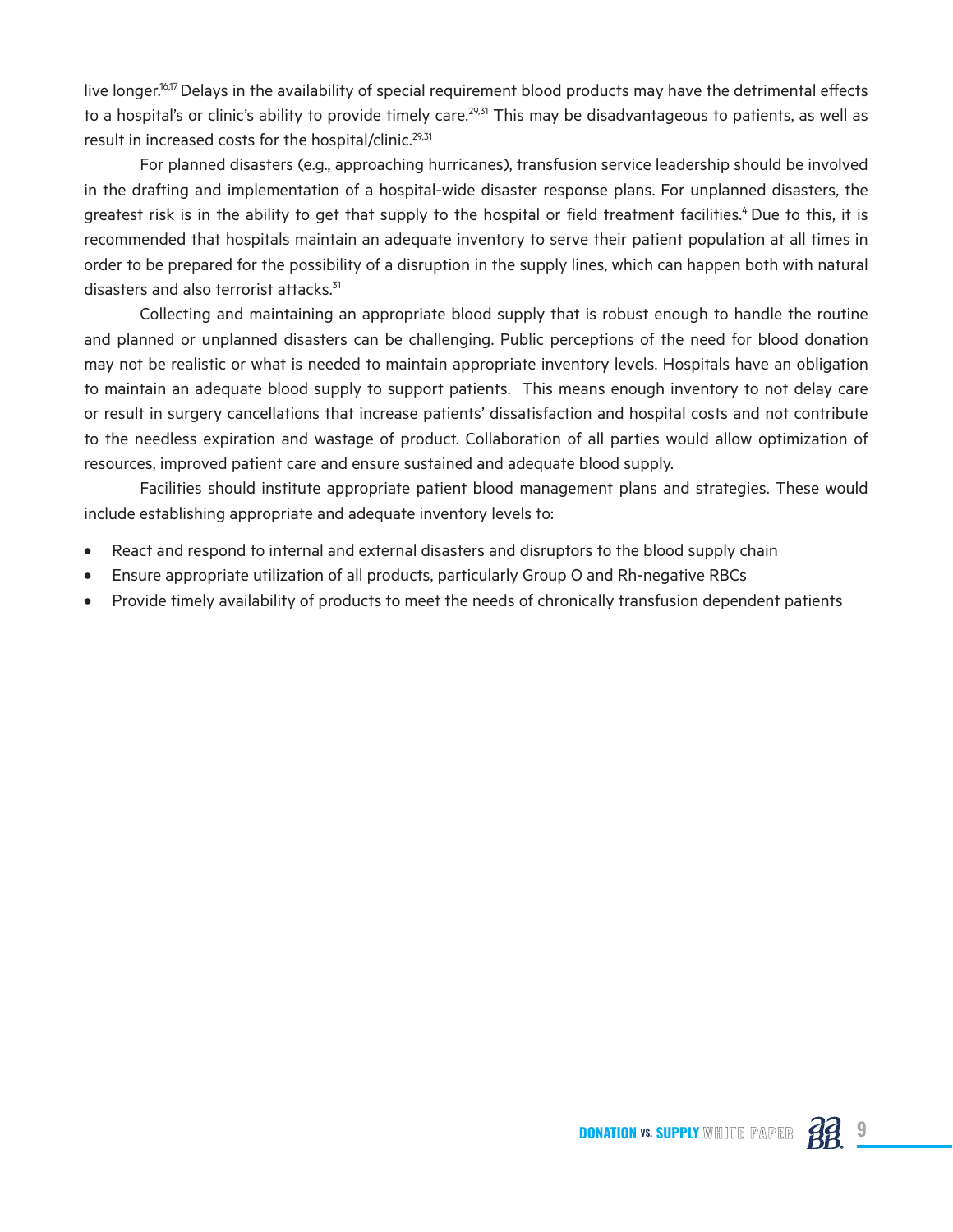live longer.[16,17] Delays in the availability of special requirement blood products may have the detrimental effects to a hospital's or clinic's ability to provide timely care.[29,31] This may be disadvantageous to patients, as well as result in increased costs for the hospital/clinic.[29,31]

For planned disasters (e.g., approaching hurricanes), transfusion service leadership should be involved in the drafting and implementation of a hospital-wide disaster response plans. For unplanned disasters, the greatest risk is in the ability to get that supply to the hospital or field treatment facilities.[4] Due to this, it is recommended that hospitals maintain an adequate inventory to serve their patient population at all times in order to be prepared for the possibility of a disruption in the supply lines, which can happen both with natural disasters and also terrorist attacks.[31]

Collecting and maintaining an appropriate blood supply that is robust enough to handle the routine and planned or unplanned disasters can be challenging. Public perceptions of the need for blood donation may not be realistic or what is needed to maintain appropriate inventory levels. Hospitals have an obligation to maintain an adequate blood supply to support patients. This means enough inventory to not delay care or result in surgery cancellations that increase patients' dissatisfaction and hospital costs and not contribute to the needless expiration and wastage of product. Collaboration of all parties would allow optimization of resources, improved patient care and ensure sustained and adequate blood supply.

Facilities should institute appropriate patient blood management plans and strategies. These would include establishing appropriate and adequate inventory levels to:

- React and respond to internal and external disasters and disruptors to the blood supply chain
- Ensure appropriate utilization of all products, particularly Group O and Rh-negative RBCs
- Provide timely availability of products to meet the needs of chronically transfusion dependent patients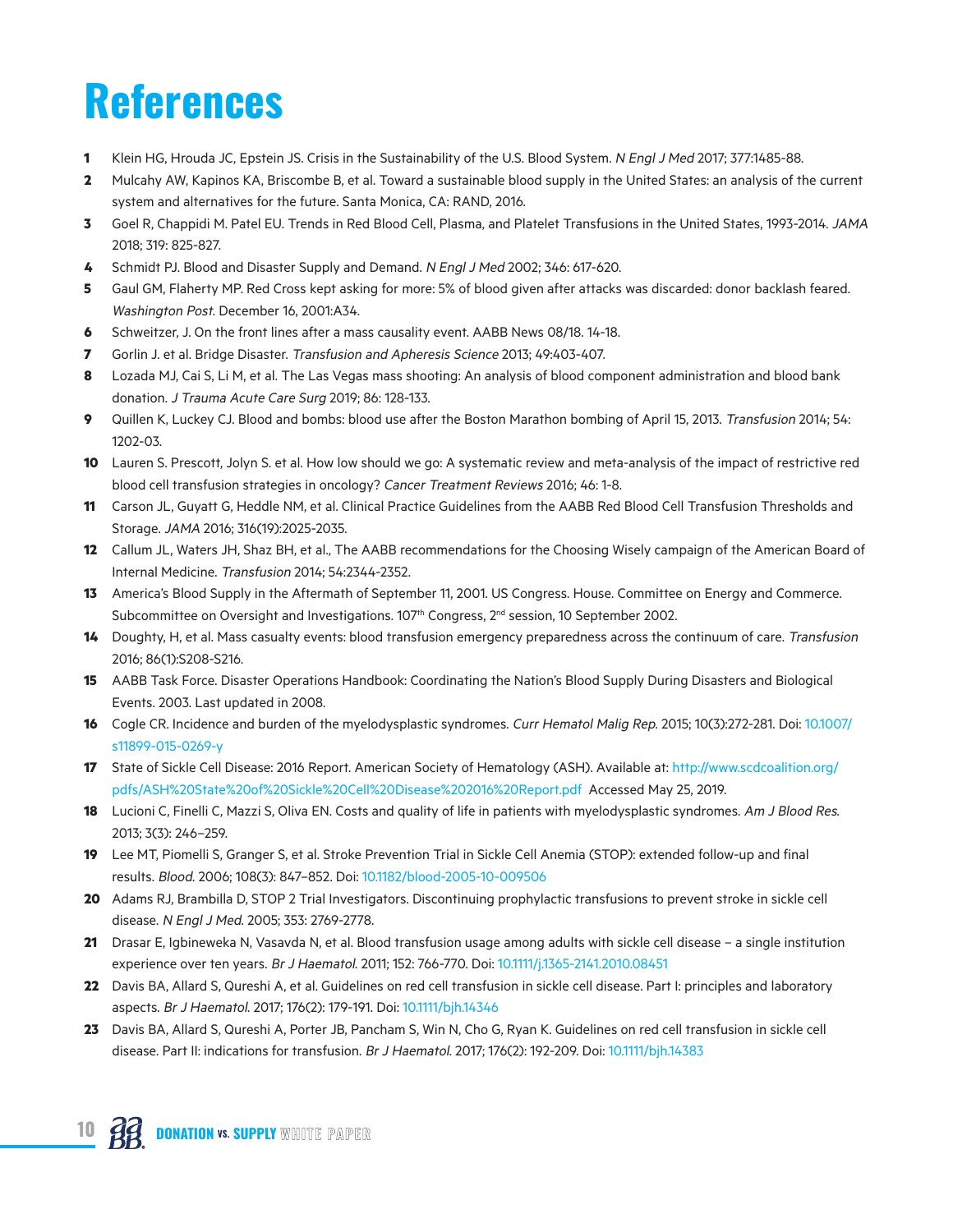# References

1. Klein HG, Hrouda JC, Epstein JS. Crisis in the Sustainability of the U.S. Blood System. *N Engl J Med* 2017; 377:1485-88.
2. Mulcahy AW, Kapinos KA, Briscombe B, et al. Toward a sustainable blood supply in the United States: an analysis of the current system and alternatives for the future. Santa Monica, CA: RAND, 2016.
3. Goel R, Chappidi M. Patel EU. Trends in Red Blood Cell, Plasma, and Platelet Transfusions in the United States, 1993-2014. *JAMA* 2018; 319: 825-827.
4. Schmidt PJ. Blood and Disaster Supply and Demand. *N Engl J Med* 2002; 346: 617-620.
5. Gaul GM, Flaherty MP. Red Cross kept asking for more: 5% of blood given after attacks was discarded: donor backlash feared. *Washington Post*. December 16, 2001:A34.
6. Schweitzer, J. On the front lines after a mass causality event. AABB News 08/18. 14-18.
7. Gorlin J. et al. Bridge Disaster. *Transfusion and Apheresis Science* 2013; 49:403-407.
8. Lozada MJ, Cai S, Li M, et al. The Las Vegas mass shooting: An analysis of blood component administration and blood bank donation. *J Trauma Acute Care Surg* 2019; 86: 128-133.
9. Quillen K, Luckey CJ. Blood and bombs: blood use after the Boston Marathon bombing of April 15, 2013. *Transfusion* 2014; 54: 1202-03.
10. Lauren S. Prescott, Jolyn S. et al. How low should we go: A systematic review and meta-analysis of the impact of restrictive red blood cell transfusion strategies in oncology? *Cancer Treatment Reviews* 2016; 46: 1-8.
11. Carson JL, Guyatt G, Heddle NM, et al. Clinical Practice Guidelines from the AABB Red Blood Cell Transfusion Thresholds and Storage. *JAMA* 2016; 316(19):2025-2035.
12. Callum JL, Waters JH, Shaz BH, et al., The AABB recommendations for the Choosing Wisely campaign of the American Board of Internal Medicine. *Transfusion* 2014; 54:2344-2352.
13. America's Blood Supply in the Aftermath of September 11, 2001. US Congress. House. Committee on Energy and Commerce. Subcommittee on Oversight and Investigations. 107th Congress, 2nd session, 10 September 2002.
14. Doughty, H, et al. Mass casualty events: blood transfusion emergency preparedness across the continuum of care. *Transfusion* 2016; 86(1):S208-S216.
15. AABB Task Force. Disaster Operations Handbook: Coordinating the Nation's Blood Supply During Disasters and Biological Events. 2003. Last updated in 2008.
16. Cogle CR. Incidence and burden of the myelodysplastic syndromes. *Curr Hematol Malig Rep.* 2015; 10(3):272-281. Doi: 10.1007/s11899-015-0269-y
17. State of Sickle Cell Disease: 2016 Report. American Society of Hematology (ASH). Available at: http://www.scdcoalition.org/pdfs/ASH%20State%20of%20Sickle%20Cell%20Disease%202016%20Report.pdf Accessed May 25, 2019.
18. Lucioni C, Finelli C, Mazzi S, Oliva EN. Costs and quality of life in patients with myelodysplastic syndromes. *Am J Blood Res.* 2013; 3(3): 246–259.
19. Lee MT, Piomelli S, Granger S, et al. Stroke Prevention Trial in Sickle Cell Anemia (STOP): extended follow-up and final results. *Blood.* 2006; 108(3): 847–852. Doi: 10.1182/blood-2005-10-009506
20. Adams RJ, Brambilla D, STOP 2 Trial Investigators. Discontinuing prophylactic transfusions to prevent stroke in sickle cell disease. *N Engl J Med.* 2005; 353: 2769-2778.
21. Drasar E, Igbineweka N, Vasavda N, et al. Blood transfusion usage among adults with sickle cell disease – a single institution experience over ten years. *Br J Haematol.* 2011; 152: 766-770. Doi: 10.1111/j.1365-2141.2010.08451
22. Davis BA, Allard S, Qureshi A, et al. Guidelines on red cell transfusion in sickle cell disease. Part I: principles and laboratory aspects. *Br J Haematol.* 2017; 176(2): 179-191. Doi: 10.1111/bjh.14346
23. Davis BA, Allard S, Qureshi A, Porter JB, Pancham S, Win N, Cho G, Ryan K. Guidelines on red cell transfusion in sickle cell disease. Part II: indications for transfusion. *Br J Haematol.* 2017; 176(2): 192-209. Doi: 10.1111/bjh.14383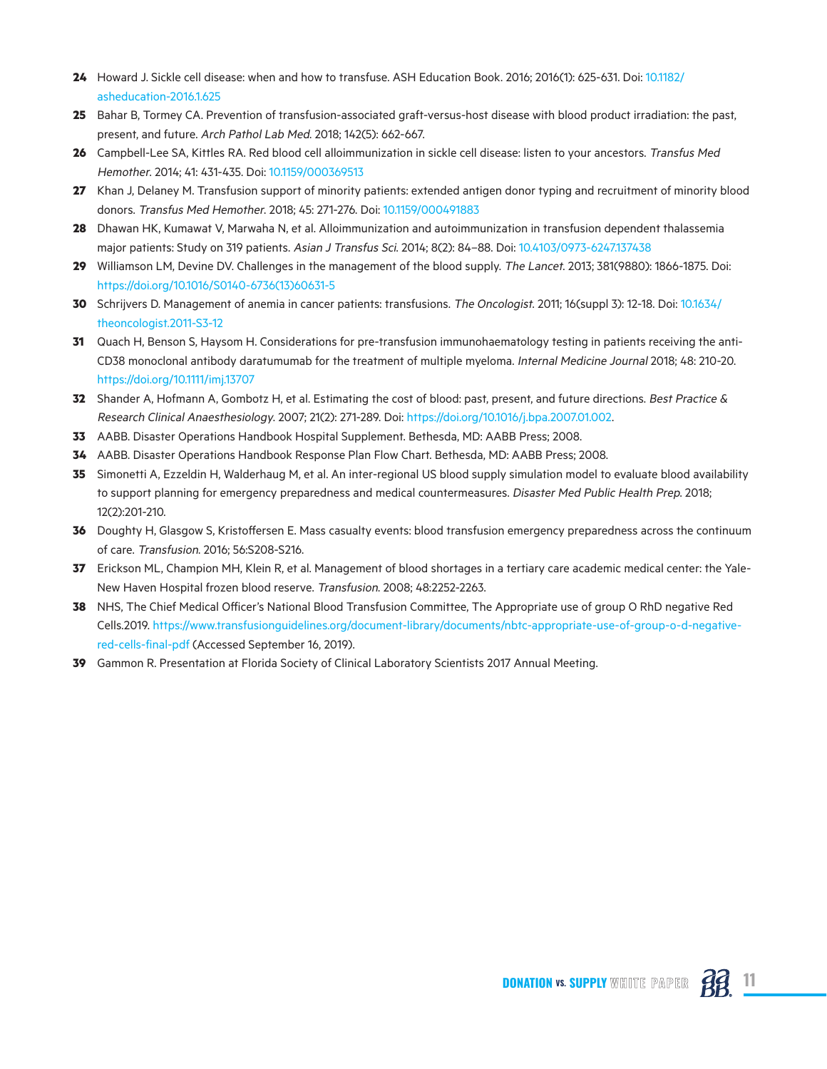**24** Howard J. Sickle cell disease: when and how to transfuse. ASH Education Book. 2016; 2016(1): 625-631. Doi: 10.1182/asheducation-2016.1.625

**25** Bahar B, Tormey CA. Prevention of transfusion-associated graft-versus-host disease with blood product irradiation: the past, present, and future. *Arch Pathol Lab Med.* 2018; 142(5): 662-667.

**26** Campbell-Lee SA, Kittles RA. Red blood cell alloimmunization in sickle cell disease: listen to your ancestors. *Transfus Med Hemother.* 2014; 41: 431-435. Doi: 10.1159/000369513

**27** Khan J, Delaney M. Transfusion support of minority patients: extended antigen donor typing and recruitment of minority blood donors. *Transfus Med Hemother.* 2018; 45: 271-276. Doi: 10.1159/000491883

**28** Dhawan HK, Kumawat V, Marwaha N, et al. Alloimmunization and autoimmunization in transfusion dependent thalassemia major patients: Study on 319 patients. *Asian J Transfus Sci.* 2014; 8(2): 84–88. Doi: 10.4103/0973-6247.137438

**29** Williamson LM, Devine DV. Challenges in the management of the blood supply. *The Lancet.* 2013; 381(9880): 1866-1875. Doi: https://doi.org/10.1016/S0140-6736(13)60631-5

**30** Schrijvers D. Management of anemia in cancer patients: transfusions. *The Oncologist.* 2011; 16(suppl 3): 12-18. Doi: 10.1634/theoncologist.2011-S3-12

**31** Quach H, Benson S, Haysom H. Considerations for pre-transfusion immunohaematology testing in patients receiving the anti-CD38 monoclonal antibody daratumumab for the treatment of multiple myeloma. *Internal Medicine Journal* 2018; 48: 210-20. https://doi.org/10.1111/imj.13707

**32** Shander A, Hofmann A, Gombotz H, et al. Estimating the cost of blood: past, present, and future directions. *Best Practice & Research Clinical Anaesthesiology.* 2007; 21(2): 271-289. Doi: https://doi.org/10.1016/j.bpa.2007.01.002.

**33** AABB. Disaster Operations Handbook Hospital Supplement. Bethesda, MD: AABB Press; 2008.

**34** AABB. Disaster Operations Handbook Response Plan Flow Chart. Bethesda, MD: AABB Press; 2008.

**35** Simonetti A, Ezzeldin H, Walderhaug M, et al. An inter-regional US blood supply simulation model to evaluate blood availability to support planning for emergency preparedness and medical countermeasures. *Disaster Med Public Health Prep.* 2018; 12(2):201-210.

**36** Doughty H, Glasgow S, Kristoffersen E. Mass casualty events: blood transfusion emergency preparedness across the continuum of care. *Transfusion.* 2016; 56:S208-S216.

**37** Erickson ML, Champion MH, Klein R, et al. Management of blood shortages in a tertiary care academic medical center: the Yale-New Haven Hospital frozen blood reserve. *Transfusion.* 2008; 48:2252-2263.

**38** NHS, The Chief Medical Officer's National Blood Transfusion Committee, The Appropriate use of group O RhD negative Red Cells.2019. https://www.transfusionguidelines.org/document-library/documents/nbtc-appropriate-use-of-group-o-d-negative-red-cells-final-pdf (Accessed September 16, 2019).

**39** Gammon R. Presentation at Florida Society of Clinical Laboratory Scientists 2017 Annual Meeting.